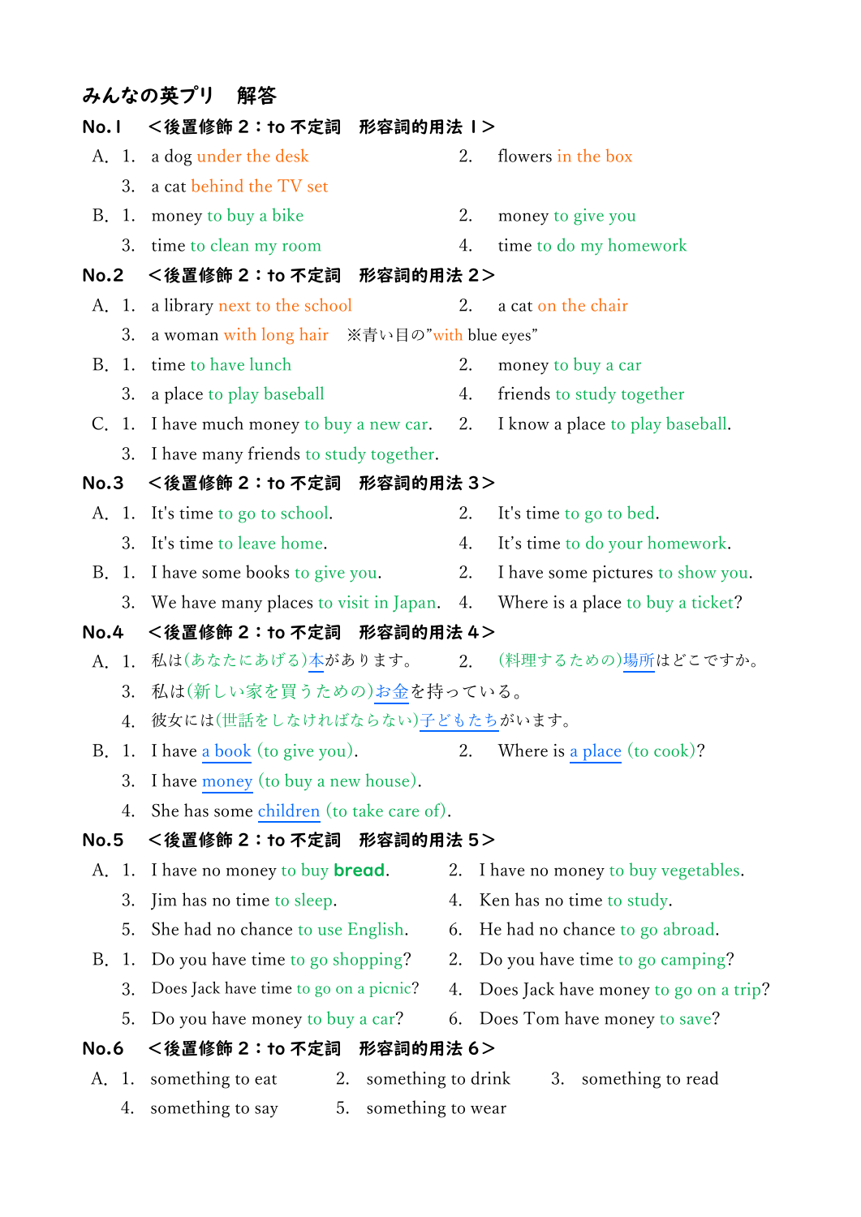# みんなの英プリ　解答

## No.１　＜後置修飾２：to 不定詞　形容詞的用法 １＞

A. 1. a dog under the desk　　2. flowers in the box
　3. a cat behind the TV set

B. 1. money to buy a bike　　2. money to give you
　3. time to clean my room　　4. time to do my homework

## No.2　＜後置修飾２：to 不定詞　形容詞的用法２＞

A. 1. a library next to the school　　2. a cat on the chair
　3. a woman with long hair　※青い目の”with blue eyes”

B. 1. time to have lunch　　2. money to buy a car
　3. a place to play baseball　　4. friends to study together

C. 1. I have much money to buy a new car.　　2. I know a place to play baseball.
　3. I have many friends to study together.

## No.3　＜後置修飾２：to 不定詞　形容詞的用法３＞

A. 1. It's time to go to school.　　2. It's time to go to bed.
　3. It's time to leave home.　　4. It's time to do your homework.

B. 1. I have some books to give you.　　2. I have some pictures to show you.
　3. We have many places to visit in Japan.　　4. Where is a place to buy a ticket?

## No.4　＜後置修飾２：to 不定詞　形容詞的用法４＞

A. 1. 私は(あなたにあげる)本があります。　　2. (料理するための)場所はどこですか。
　3. 私は(新しい家を買うための)お金を持っている。
　4. 彼女には(世話をしなければならない)子どもたちがいます。

B. 1. I have a book (to give you).　　2. Where is a place (to cook)?
　3. I have money (to buy a new house).
　4. She has some children (to take care of).

## No.5　＜後置修飾２：to 不定詞　形容詞的用法５＞

A. 1. I have no money to buy **bread**.　　2. I have no money to buy vegetables.
　3. Jim has no time to sleep.　　4. Ken has no time to study.
　5. She had no chance to use English.　　6. He had no chance to go abroad.

B. 1. Do you have time to go shopping?　　2. Do you have time to go camping?
　3. Does Jack have time to go on a picnic?　　4. Does Jack have money to go on a trip?
　5. Do you have money to buy a car?　　6. Does Tom have money to save?

## No.6　＜後置修飾２：to 不定詞　形容詞的用法６＞

A. 1. something to eat　　2. something to drink　　3. something to read
　4. something to say　　5. something to wear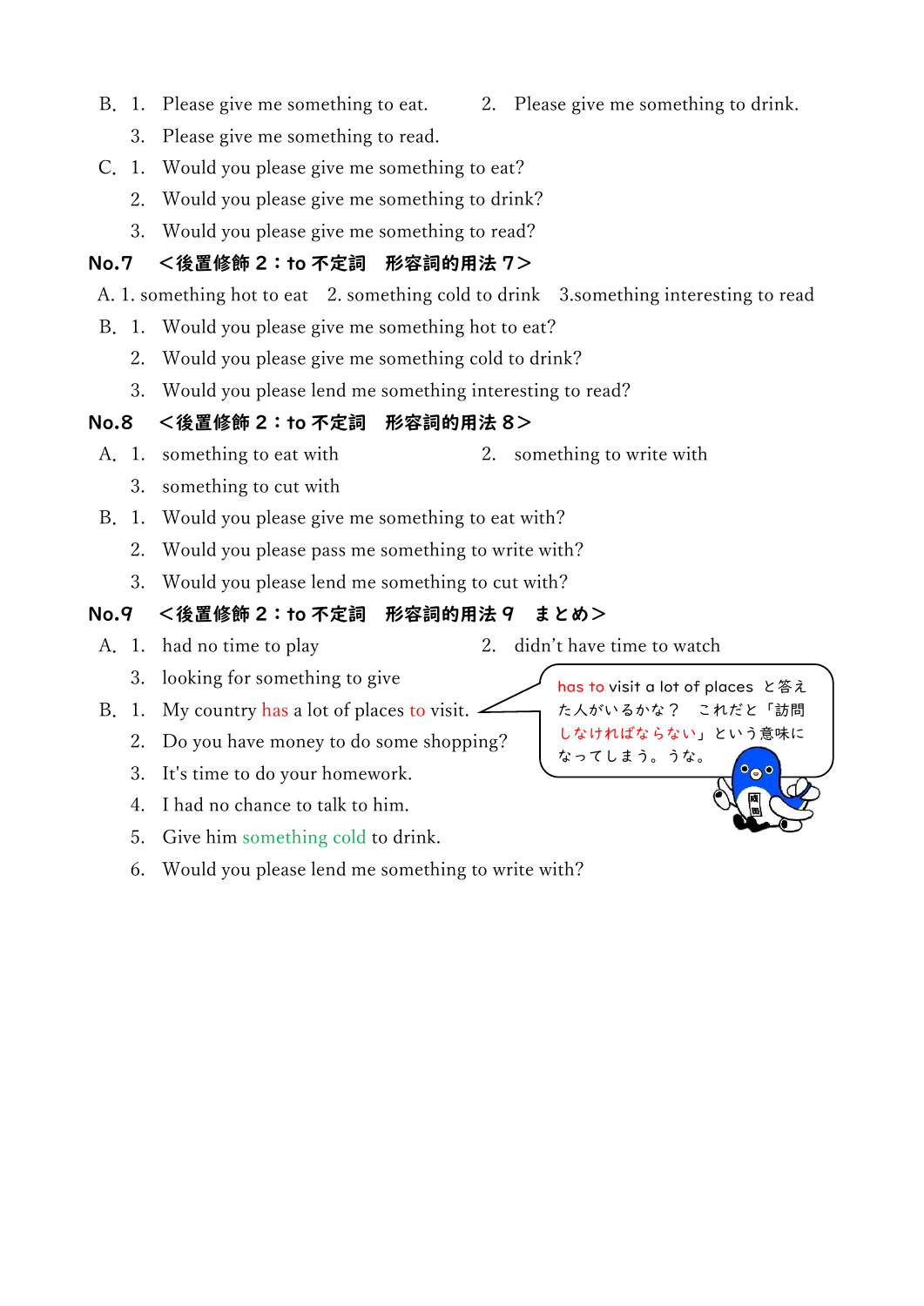B. 1. Please give me something to eat.　　2. Please give me something to drink.

3. Please give me something to read.

C. 1. Would you please give me something to eat?

2. Would you please give me something to drink?

3. Would you please give me something to read?

**No.7　＜後置修飾２：to 不定詞　形容詞的用法７＞**

A. 1. something hot to eat　2. something cold to drink　3.something interesting to read

B. 1. Would you please give me something hot to eat?

2. Would you please give me something cold to drink?

3. Would you please lend me something interesting to read?

**No.8　＜後置修飾２：to 不定詞　形容詞的用法８＞**

A. 1. something to eat with　　2. something to write with

3. something to cut with

B. 1. Would you please give me something to eat with?

2. Would you please pass me something to write with?

3. Would you please lend me something to cut with?

**No.9　＜後置修飾２：to 不定詞　形容詞的用法９　まとめ＞**

A. 1. had no time to play　　2. didn't have time to watch

3. looking for something to give

B. 1. My country has a lot of places to visit.

2. Do you have money to do some shopping?

3. It's time to do your homework.

4. I had no chance to talk to him.

5. Give him something cold to drink.

6. Would you please lend me something to write with?

has to visit a lot of places と答えた人がいるかな？　これだと「訪問しなければならない」という意味になってしまう。うな。